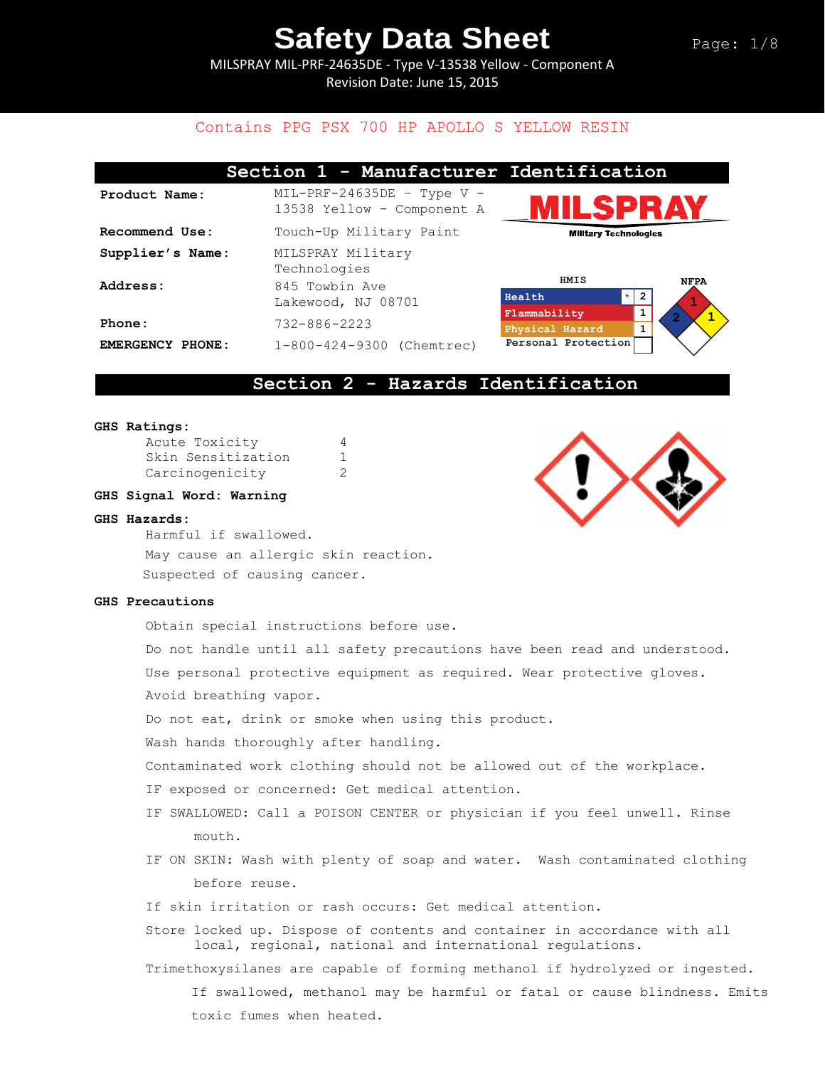# Safety Data Sheet

MILSPRAY MIL-PRF-24635DE - Type V-13538 Yellow - Component A

Revision Date: June 15, 2015

Contains PPG PSX 700 HP APOLLO S YELLOW RESIN

## Section 1 - Manufacturer Identification

| | |
|---|---|
| **Product Name:** | MIL-PRF-24635DE - Type V - 13538 Yellow - Component A |
| **Recommend Use:** | Touch-Up Military Paint |
| **Supplier's Name:** | MILSPRAY Military Technologies |
| **Address:** | 845 Towbin Ave Lakewood, NJ 08701 |
| **Phone:** | 732-886-2223 |
| **EMERGENCY PHONE:** | 1-800-424-9300 (Chemtrec) |

MILSPRAY Military Technologies

**HMIS**

| | | |
|---|---|---|
| Health | * | 2 |
| Flammability | | 1 |
| Physical Hazard | | 1 |
| Personal Protection | | |

**NFPA**

Health: 2, Flammability: 1, Reactivity: 1

## Section 2 - Hazards Identification

**GHS Ratings:**

| | |
|---|---|
| Acute Toxicity | 4 |
| Skin Sensitization | 1 |
| Carcinogenicity | 2 |

**GHS Signal Word: Warning**

**GHS Hazards:**

Harmful if swallowed.

May cause an allergic skin reaction.

Suspected of causing cancer.

**GHS Precautions**

Obtain special instructions before use.

Do not handle until all safety precautions have been read and understood.

Use personal protective equipment as required. Wear protective gloves.

Avoid breathing vapor.

Do not eat, drink or smoke when using this product.

Wash hands thoroughly after handling.

Contaminated work clothing should not be allowed out of the workplace.

IF exposed or concerned: Get medical attention.

IF SWALLOWED: Call a POISON CENTER or physician if you feel unwell. Rinse mouth.

IF ON SKIN: Wash with plenty of soap and water. Wash contaminated clothing before reuse.

If skin irritation or rash occurs: Get medical attention.

Store locked up. Dispose of contents and container in accordance with all local, regional, national and international regulations.

Trimethoxysilanes are capable of forming methanol if hydrolyzed or ingested. If swallowed, methanol may be harmful or fatal or cause blindness. Emits toxic fumes when heated.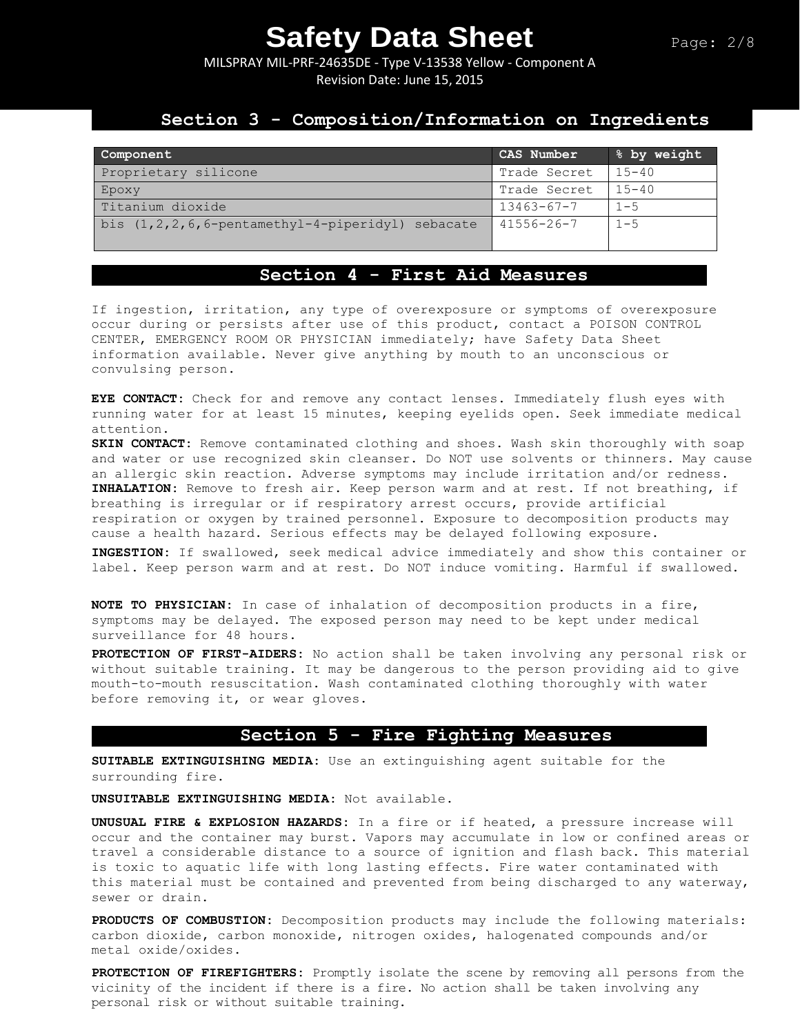## Section 3 - Composition/Information on Ingredients

| Component | CAS Number | % by weight |
|---|---|---|
| Proprietary silicone | Trade Secret | 15-40 |
| Epoxy | Trade Secret | 15-40 |
| Titanium dioxide | 13463-67-7 | 1-5 |
| bis (1,2,2,6,6-pentamethyl-4-piperidyl) sebacate | 41556-26-7 | 1-5 |

## Section 4 - First Aid Measures

If ingestion, irritation, any type of overexposure or symptoms of overexposure occur during or persists after use of this product, contact a POISON CONTROL CENTER, EMERGENCY ROOM OR PHYSICIAN immediately; have Safety Data Sheet information available. Never give anything by mouth to an unconscious or convulsing person.

**EYE CONTACT:** Check for and remove any contact lenses. Immediately flush eyes with running water for at least 15 minutes, keeping eyelids open. Seek immediate medical attention.

**SKIN CONTACT:** Remove contaminated clothing and shoes. Wash skin thoroughly with soap and water or use recognized skin cleanser. Do NOT use solvents or thinners. May cause an allergic skin reaction. Adverse symptoms may include irritation and/or redness.

**INHALATION:** Remove to fresh air. Keep person warm and at rest. If not breathing, if breathing is irregular or if respiratory arrest occurs, provide artificial respiration or oxygen by trained personnel. Exposure to decomposition products may cause a health hazard. Serious effects may be delayed following exposure.

**INGESTION:** If swallowed, seek medical advice immediately and show this container or label. Keep person warm and at rest. Do NOT induce vomiting. Harmful if swallowed.

**NOTE TO PHYSICIAN:** In case of inhalation of decomposition products in a fire, symptoms may be delayed. The exposed person may need to be kept under medical surveillance for 48 hours.

**PROTECTION OF FIRST-AIDERS:** No action shall be taken involving any personal risk or without suitable training. It may be dangerous to the person providing aid to give mouth-to-mouth resuscitation. Wash contaminated clothing thoroughly with water before removing it, or wear gloves.

## Section 5 - Fire Fighting Measures

**SUITABLE EXTINGUISHING MEDIA:** Use an extinguishing agent suitable for the surrounding fire.

**UNSUITABLE EXTINGUISHING MEDIA:** Not available.

**UNUSUAL FIRE & EXPLOSION HAZARDS:** In a fire or if heated, a pressure increase will occur and the container may burst. Vapors may accumulate in low or confined areas or travel a considerable distance to a source of ignition and flash back. This material is toxic to aquatic life with long lasting effects. Fire water contaminated with this material must be contained and prevented from being discharged to any waterway, sewer or drain.

**PRODUCTS OF COMBUSTION:** Decomposition products may include the following materials: carbon dioxide, carbon monoxide, nitrogen oxides, halogenated compounds and/or metal oxide/oxides.

**PROTECTION OF FIREFIGHTERS:** Promptly isolate the scene by removing all persons from the vicinity of the incident if there is a fire. No action shall be taken involving any personal risk or without suitable training.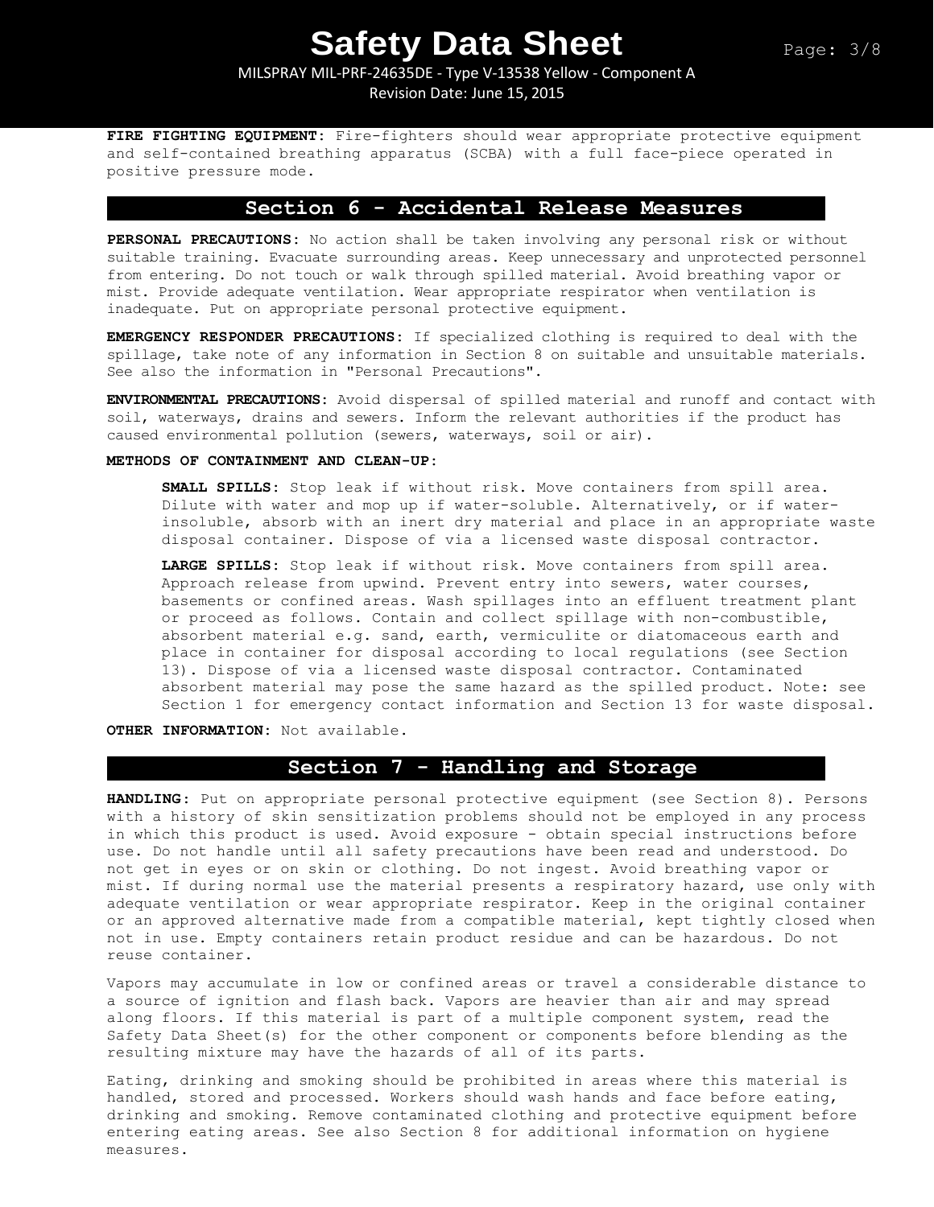**FIRE FIGHTING EQUIPMENT:** Fire-fighters should wear appropriate protective equipment and self-contained breathing apparatus (SCBA) with a full face-piece operated in positive pressure mode.

## Section 6 - Accidental Release Measures

**PERSONAL PRECAUTIONS:** No action shall be taken involving any personal risk or without suitable training. Evacuate surrounding areas. Keep unnecessary and unprotected personnel from entering. Do not touch or walk through spilled material. Avoid breathing vapor or mist. Provide adequate ventilation. Wear appropriate respirator when ventilation is inadequate. Put on appropriate personal protective equipment.

**EMERGENCY RESPONDER PRECAUTIONS:** If specialized clothing is required to deal with the spillage, take note of any information in Section 8 on suitable and unsuitable materials. See also the information in "Personal Precautions".

**ENVIRONMENTAL PRECAUTIONS:** Avoid dispersal of spilled material and runoff and contact with soil, waterways, drains and sewers. Inform the relevant authorities if the product has caused environmental pollution (sewers, waterways, soil or air).

**METHODS OF CONTAINMENT AND CLEAN-UP:**

**SMALL SPILLS:** Stop leak if without risk. Move containers from spill area. Dilute with water and mop up if water-soluble. Alternatively, or if water-insoluble, absorb with an inert dry material and place in an appropriate waste disposal container. Dispose of via a licensed waste disposal contractor.

**LARGE SPILLS:** Stop leak if without risk. Move containers from spill area. Approach release from upwind. Prevent entry into sewers, water courses, basements or confined areas. Wash spillages into an effluent treatment plant or proceed as follows. Contain and collect spillage with non-combustible, absorbent material e.g. sand, earth, vermiculite or diatomaceous earth and place in container for disposal according to local regulations (see Section 13). Dispose of via a licensed waste disposal contractor. Contaminated absorbent material may pose the same hazard as the spilled product. Note: see Section 1 for emergency contact information and Section 13 for waste disposal.

**OTHER INFORMATION:** Not available.

## Section 7 - Handling and Storage

**HANDLING:** Put on appropriate personal protective equipment (see Section 8). Persons with a history of skin sensitization problems should not be employed in any process in which this product is used. Avoid exposure - obtain special instructions before use. Do not handle until all safety precautions have been read and understood. Do not get in eyes or on skin or clothing. Do not ingest. Avoid breathing vapor or mist. If during normal use the material presents a respiratory hazard, use only with adequate ventilation or wear appropriate respirator. Keep in the original container or an approved alternative made from a compatible material, kept tightly closed when not in use. Empty containers retain product residue and can be hazardous. Do not reuse container.

Vapors may accumulate in low or confined areas or travel a considerable distance to a source of ignition and flash back. Vapors are heavier than air and may spread along floors. If this material is part of a multiple component system, read the Safety Data Sheet(s) for the other component or components before blending as the resulting mixture may have the hazards of all of its parts.

Eating, drinking and smoking should be prohibited in areas where this material is handled, stored and processed. Workers should wash hands and face before eating, drinking and smoking. Remove contaminated clothing and protective equipment before entering eating areas. See also Section 8 for additional information on hygiene measures.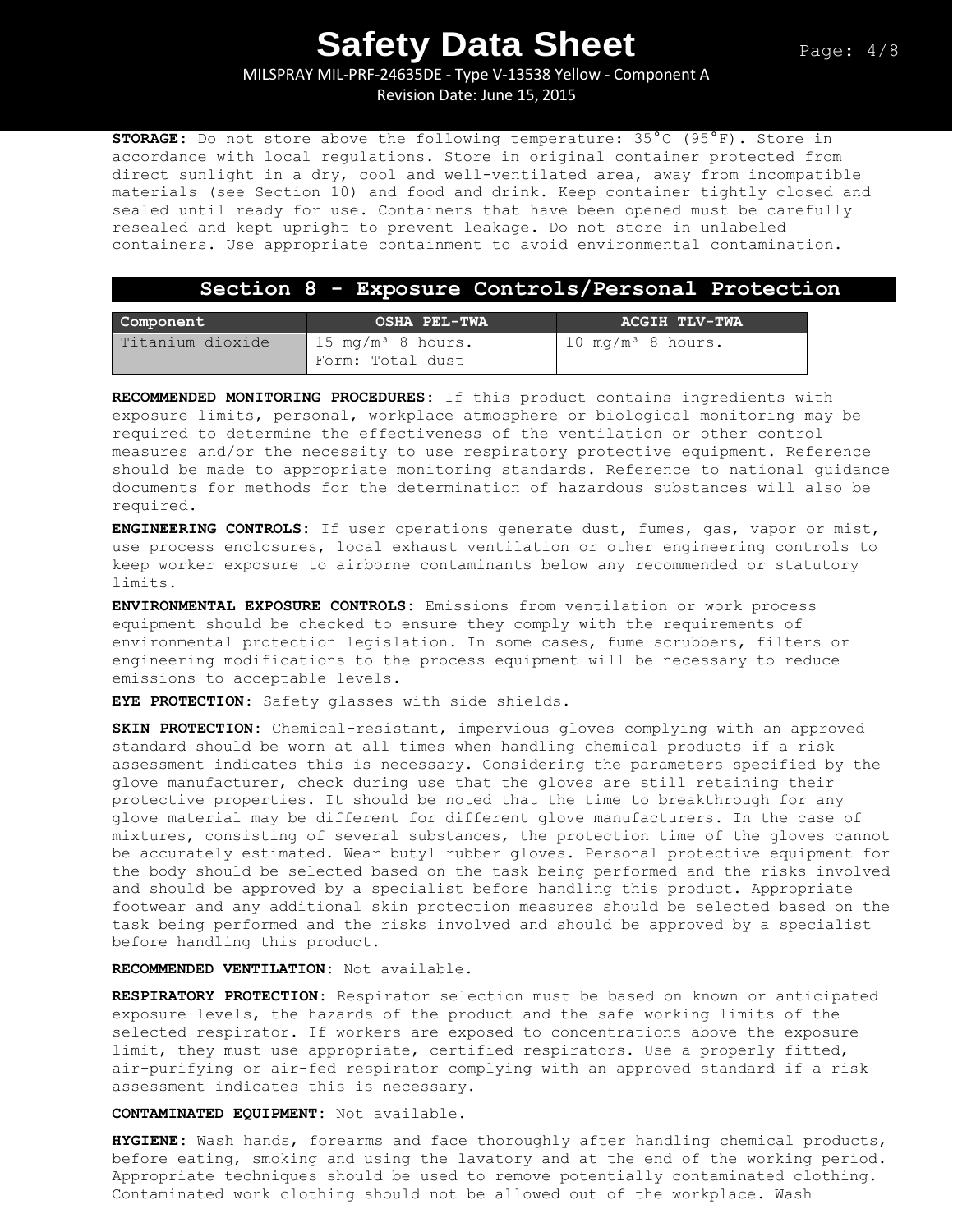**STORAGE:** Do not store above the following temperature: 35°C (95°F). Store in accordance with local regulations. Store in original container protected from direct sunlight in a dry, cool and well-ventilated area, away from incompatible materials (see Section 10) and food and drink. Keep container tightly closed and sealed until ready for use. Containers that have been opened must be carefully resealed and kept upright to prevent leakage. Do not store in unlabeled containers. Use appropriate containment to avoid environmental contamination.

## Section 8 - Exposure Controls/Personal Protection

| Component | OSHA PEL-TWA | ACGIH TLV-TWA |
|---|---|---|
| Titanium dioxide | 15 mg/m³ 8 hours. Form: Total dust | 10 mg/m³ 8 hours. |

**RECOMMENDED MONITORING PROCEDURES:** If this product contains ingredients with exposure limits, personal, workplace atmosphere or biological monitoring may be required to determine the effectiveness of the ventilation or other control measures and/or the necessity to use respiratory protective equipment. Reference should be made to appropriate monitoring standards. Reference to national guidance documents for methods for the determination of hazardous substances will also be required.

**ENGINEERING CONTROLS:** If user operations generate dust, fumes, gas, vapor or mist, use process enclosures, local exhaust ventilation or other engineering controls to keep worker exposure to airborne contaminants below any recommended or statutory limits.

**ENVIRONMENTAL EXPOSURE CONTROLS:** Emissions from ventilation or work process equipment should be checked to ensure they comply with the requirements of environmental protection legislation. In some cases, fume scrubbers, filters or engineering modifications to the process equipment will be necessary to reduce emissions to acceptable levels.

**EYE PROTECTION:** Safety glasses with side shields.

**SKIN PROTECTION:** Chemical-resistant, impervious gloves complying with an approved standard should be worn at all times when handling chemical products if a risk assessment indicates this is necessary. Considering the parameters specified by the glove manufacturer, check during use that the gloves are still retaining their protective properties. It should be noted that the time to breakthrough for any glove material may be different for different glove manufacturers. In the case of mixtures, consisting of several substances, the protection time of the gloves cannot be accurately estimated. Wear butyl rubber gloves. Personal protective equipment for the body should be selected based on the task being performed and the risks involved and should be approved by a specialist before handling this product. Appropriate footwear and any additional skin protection measures should be selected based on the task being performed and the risks involved and should be approved by a specialist before handling this product.

**RECOMMENDED VENTILATION:** Not available.

**RESPIRATORY PROTECTION:** Respirator selection must be based on known or anticipated exposure levels, the hazards of the product and the safe working limits of the selected respirator. If workers are exposed to concentrations above the exposure limit, they must use appropriate, certified respirators. Use a properly fitted, air-purifying or air-fed respirator complying with an approved standard if a risk assessment indicates this is necessary.

**CONTAMINATED EQUIPMENT:** Not available.

**HYGIENE:** Wash hands, forearms and face thoroughly after handling chemical products, before eating, smoking and using the lavatory and at the end of the working period. Appropriate techniques should be used to remove potentially contaminated clothing. Contaminated work clothing should not be allowed out of the workplace. Wash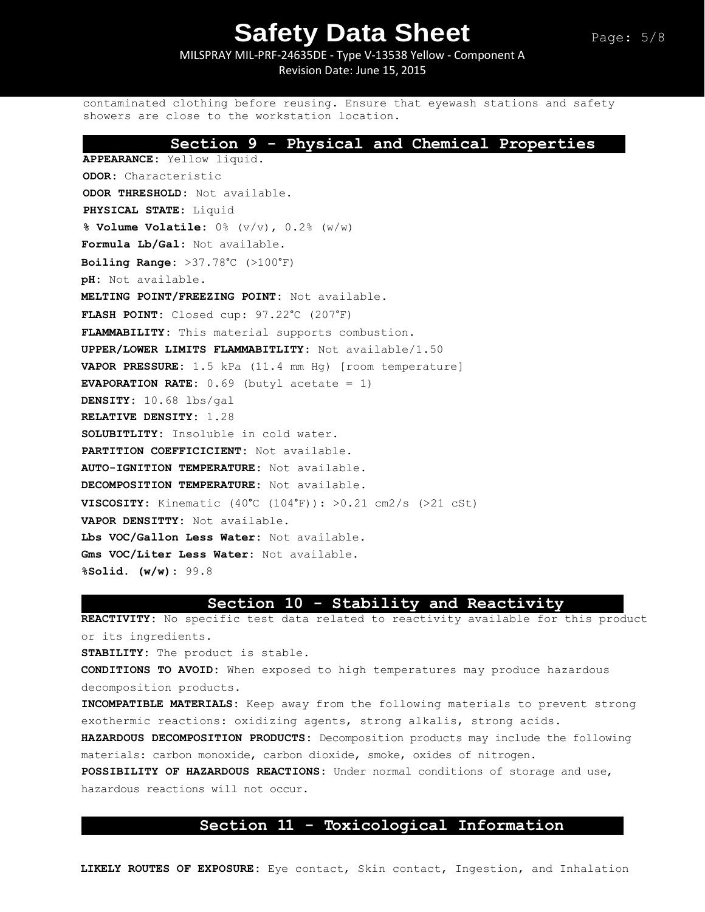contaminated clothing before reusing. Ensure that eyewash stations and safety showers are close to the workstation location.

## Section 9 - Physical and Chemical Properties

**APPEARANCE:** Yellow liquid.

**ODOR:** Characteristic

**ODOR THRESHOLD:** Not available.

**PHYSICAL STATE:** Liquid

**% Volume Volatile:** 0% (v/v), 0.2% (w/w)

**Formula Lb/Gal:** Not available.

**Boiling Range:** >37.78°C (>100°F)

**pH:** Not available.

**MELTING POINT/FREEZING POINT:** Not available.

**FLASH POINT:** Closed cup: 97.22°C (207°F)

**FLAMMABILITY:** This material supports combustion.

**UPPER/LOWER LIMITS FLAMMABITLITY:** Not available/1.50

**VAPOR PRESSURE:** 1.5 kPa (11.4 mm Hg) [room temperature]

**EVAPORATION RATE:** 0.69 (butyl acetate = 1)

**DENSITY:** 10.68 lbs/gal

**RELATIVE DENSITY:** 1.28

**SOLUBITLITY:** Insoluble in cold water.

**PARTITION COEFFICICIENT:** Not available.

**AUTO-IGNITION TEMPERATURE:** Not available.

**DECOMPOSITION TEMPERATURE:** Not available.

**VISCOSITY:** Kinematic (40°C (104°F)): >0.21 cm2/s (>21 cSt)

**VAPOR DENSITTY:** Not available.

**Lbs VOC/Gallon Less Water:** Not available.

**Gms VOC/Liter Less Water:** Not available.

**%Solid. (w/w):** 99.8

## Section 10 - Stability and Reactivity

**REACTIVITY:** No specific test data related to reactivity available for this product or its ingredients.

**STABILITY:** The product is stable.

**CONDITIONS TO AVOID:** When exposed to high temperatures may produce hazardous decomposition products.

**INCOMPATIBLE MATERIALS:** Keep away from the following materials to prevent strong exothermic reactions: oxidizing agents, strong alkalis, strong acids.

**HAZARDOUS DECOMPOSITION PRODUCTS:** Decomposition products may include the following materials: carbon monoxide, carbon dioxide, smoke, oxides of nitrogen.

**POSSIBILITY OF HAZARDOUS REACTIONS:** Under normal conditions of storage and use, hazardous reactions will not occur.

## Section 11 - Toxicological Information

**LIKELY ROUTES OF EXPOSURE:** Eye contact, Skin contact, Ingestion, and Inhalation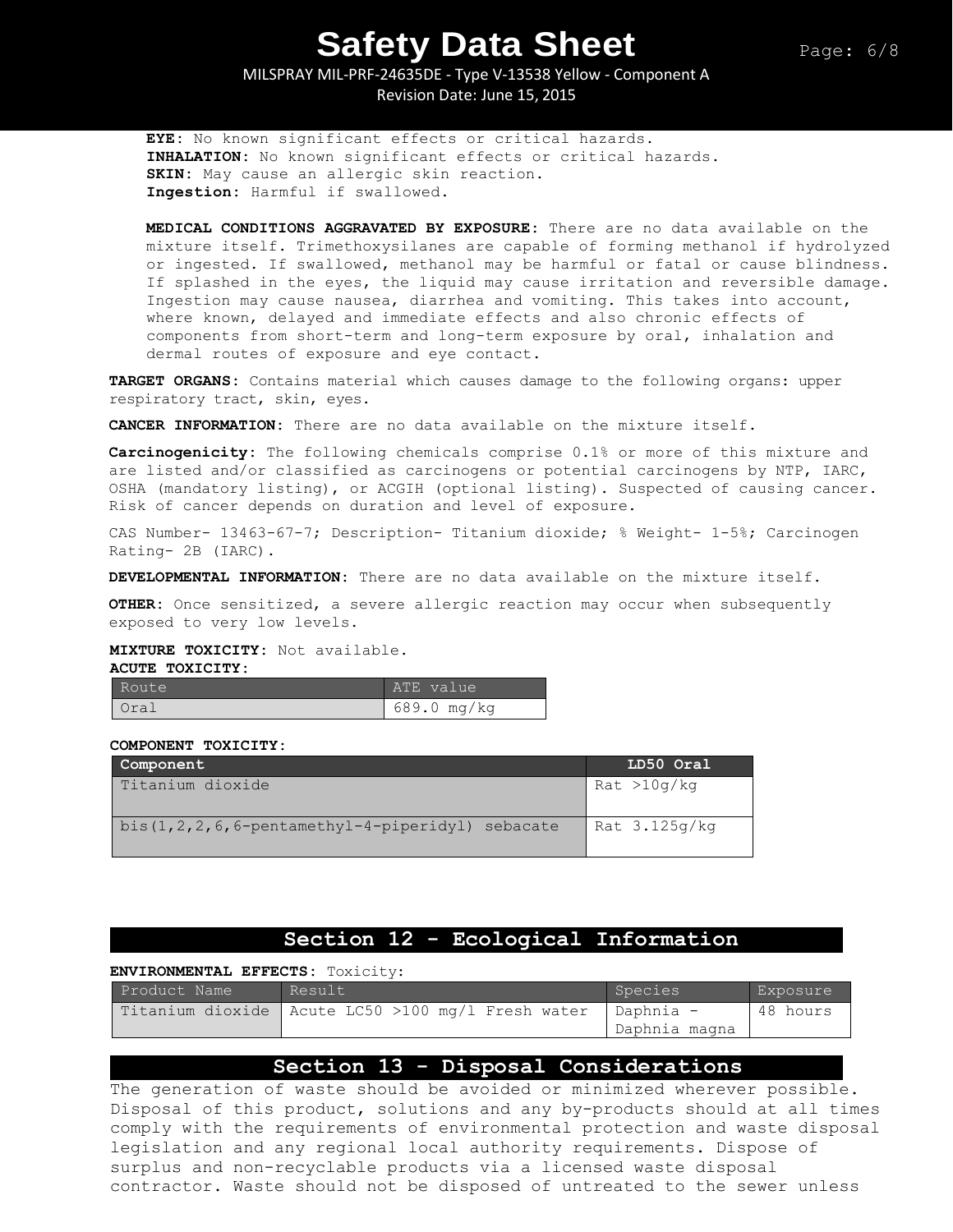**EYE:** No known significant effects or critical hazards.
**INHALATION:** No known significant effects or critical hazards.
**SKIN:** May cause an allergic skin reaction.
**Ingestion:** Harmful if swallowed.

**MEDICAL CONDITIONS AGGRAVATED BY EXPOSURE:** There are no data available on the mixture itself. Trimethoxysilanes are capable of forming methanol if hydrolyzed or ingested. If swallowed, methanol may be harmful or fatal or cause blindness. If splashed in the eyes, the liquid may cause irritation and reversible damage. Ingestion may cause nausea, diarrhea and vomiting. This takes into account, where known, delayed and immediate effects and also chronic effects of components from short-term and long-term exposure by oral, inhalation and dermal routes of exposure and eye contact.

**TARGET ORGANS:** Contains material which causes damage to the following organs: upper respiratory tract, skin, eyes.

**CANCER INFORMATION:** There are no data available on the mixture itself.

**Carcinogenicity:** The following chemicals comprise 0.1% or more of this mixture and are listed and/or classified as carcinogens or potential carcinogens by NTP, IARC, OSHA (mandatory listing), or ACGIH (optional listing). Suspected of causing cancer. Risk of cancer depends on duration and level of exposure.

CAS Number- 13463-67-7; Description- Titanium dioxide; % Weight- 1-5%; Carcinogen Rating- 2B (IARC).

**DEVELOPMENTAL INFORMATION:** There are no data available on the mixture itself.

**OTHER:** Once sensitized, a severe allergic reaction may occur when subsequently exposed to very low levels.

**MIXTURE TOXICITY:** Not available.
**ACUTE TOXICITY:**

| Route | ATE value |
|---|---|
| Oral | 689.0 mg/kg |

**COMPONENT TOXICITY:**

| Component | LD50 Oral |
|---|---|
| Titanium dioxide | Rat >10g/kg |
| bis(1,2,2,6,6-pentamethyl-4-piperidyl) sebacate | Rat 3.125g/kg |

## Section 12 - Ecological Information

**ENVIRONMENTAL EFFECTS:** Toxicity:

| Product Name | Result | Species | Exposure |
|---|---|---|---|
| Titanium dioxide | Acute LC50 >100 mg/l Fresh water | Daphnia - Daphnia magna | 48 hours |

## Section 13 - Disposal Considerations

The generation of waste should be avoided or minimized wherever possible. Disposal of this product, solutions and any by-products should at all times comply with the requirements of environmental protection and waste disposal legislation and any regional local authority requirements. Dispose of surplus and non-recyclable products via a licensed waste disposal contractor. Waste should not be disposed of untreated to the sewer unless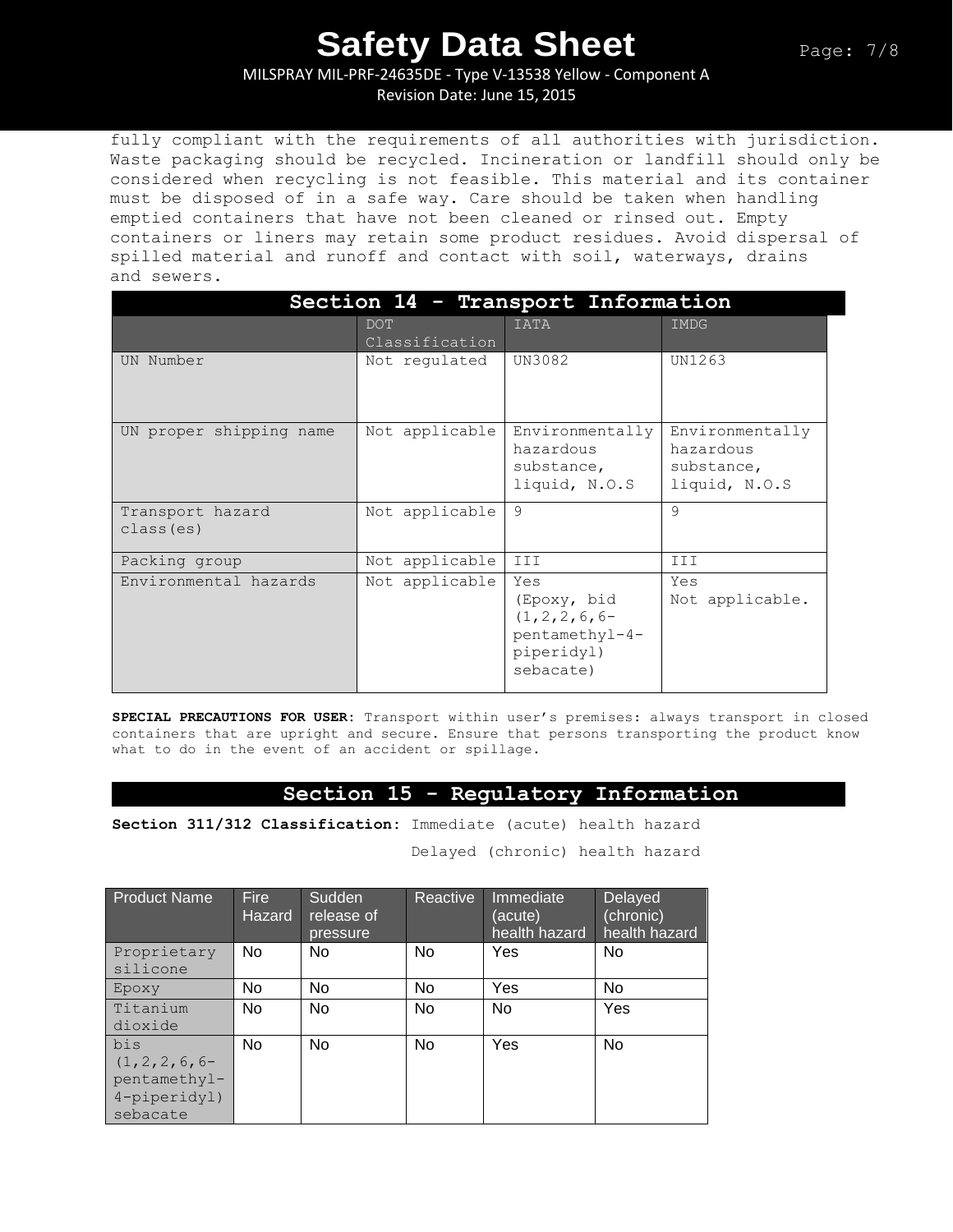fully compliant with the requirements of all authorities with jurisdiction. Waste packaging should be recycled. Incineration or landfill should only be considered when recycling is not feasible. This material and its container must be disposed of in a safe way. Care should be taken when handling emptied containers that have not been cleaned or rinsed out. Empty containers or liners may retain some product residues. Avoid dispersal of spilled material and runoff and contact with soil, waterways, drains and sewers.

## Section 14 - Transport Information

| | DOT Classification | IATA | IMDG |
|---|---|---|---|
| UN Number | Not regulated | UN3082 | UN1263 |
| UN proper shipping name | Not applicable | Environmentally hazardous substance, liquid, N.O.S | Environmentally hazardous substance, liquid, N.O.S |
| Transport hazard class(es) | Not applicable | 9 | 9 |
| Packing group | Not applicable | III | III |
| Environmental hazards | Not applicable | Yes (Epoxy, bid (1,2,2,6,6-pentamethyl-4-piperidyl) sebacate) | Yes Not applicable. |

**SPECIAL PRECAUTIONS FOR USER**: Transport within user's premises: always transport in closed containers that are upright and secure. Ensure that persons transporting the product know what to do in the event of an accident or spillage.

## Section 15 - Regulatory Information

**Section 311/312 Classification**: Immediate (acute) health hazard

Delayed (chronic) health hazard

| Product Name | Fire Hazard | Sudden release of pressure | Reactive | Immediate (acute) health hazard | Delayed (chronic) health hazard |
|---|---|---|---|---|---|
| Proprietary silicone | No | No | No | Yes | No |
| Epoxy | No | No | No | Yes | No |
| Titanium dioxide | No | No | No | No | Yes |
| bis (1,2,2,6,6-pentamethyl-4-piperidyl) sebacate | No | No | No | Yes | No |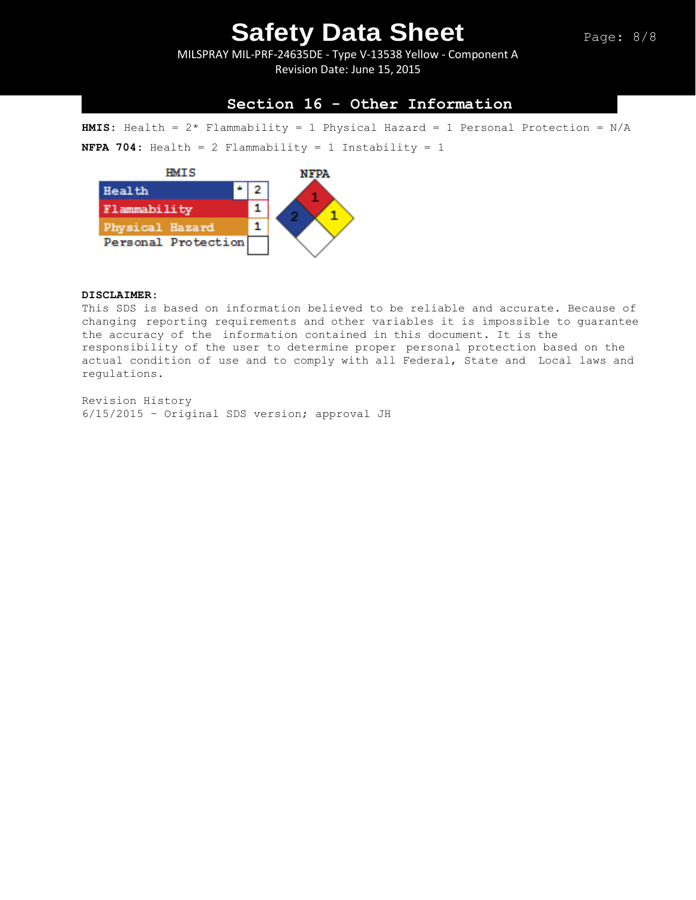## Section 16 - Other Information

**HMIS:** Health = 2* Flammability = 1 Physical Hazard = 1 Personal Protection = N/A

**NFPA 704:** Health = 2 Flammability = 1 Instability = 1

HMIS

| | | |
|---|---|---|
| Health | * | 2 |
| Flammability | | 1 |
| Physical Hazard | | 1 |
| Personal Protection | | |

NFPA

1

2

1

**DISCLAIMER:**
This SDS is based on information believed to be reliable and accurate. Because of changing reporting requirements and other variables it is impossible to guarantee the accuracy of the information contained in this document. It is the responsibility of the user to determine proper personal protection based on the actual condition of use and to comply with all Federal, State and Local laws and regulations.

Revision History
6/15/2015 – Original SDS version; approval JH